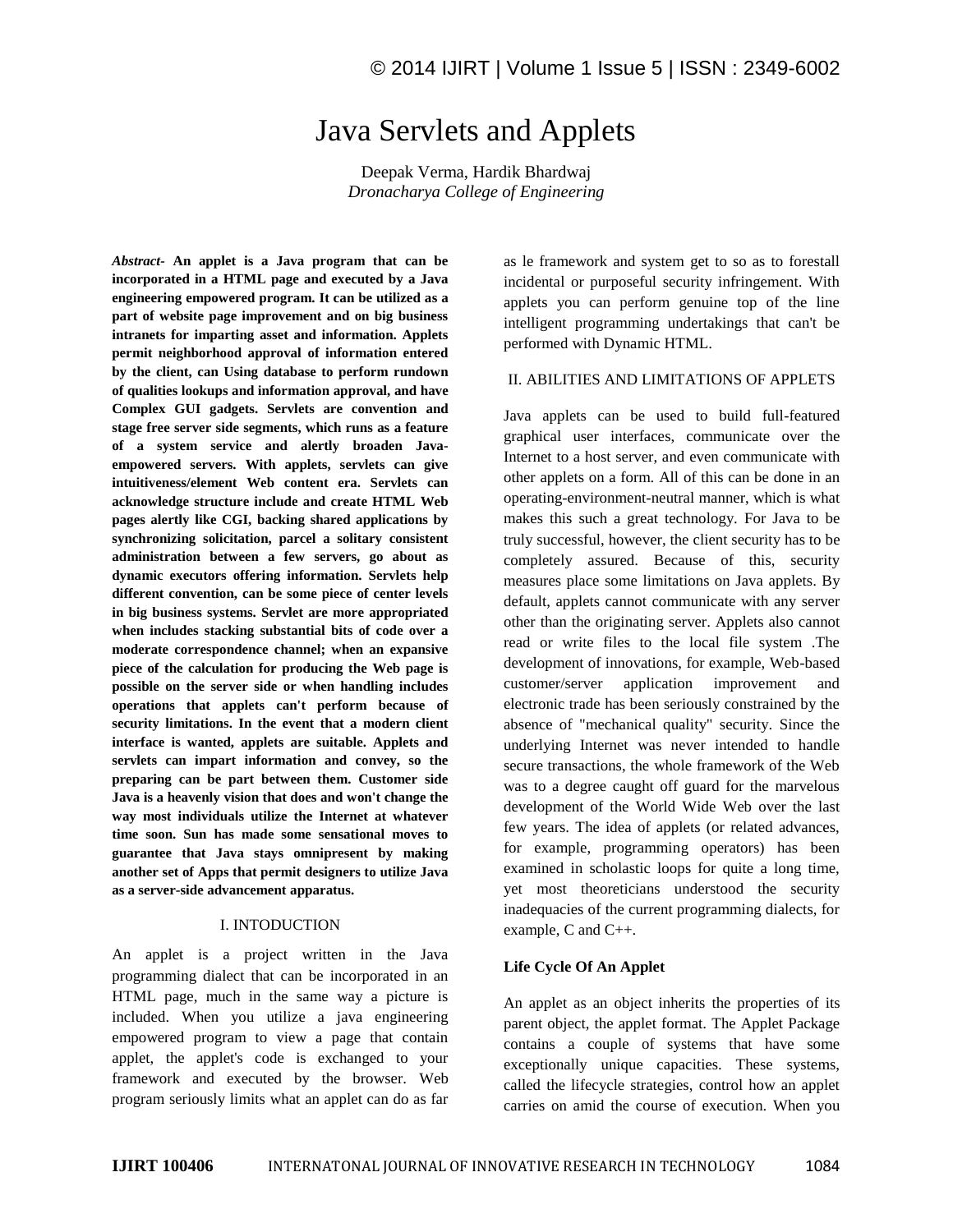# Java Servlets and Applets

Deepak Verma, Hardik Bhardwaj
*Dronacharya College of Engineering*

***Abstract-*** **An applet is a Java program that can be incorporated in a HTML page and executed by a Java engineering empowered program. It can be utilized as a part of website page improvement and on big business intranets for imparting asset and information. Applets permit neighborhood approval of information entered by the client, can Using database to perform rundown of qualities lookups and information approval, and have Complex GUI gadgets. Servlets are convention and stage free server side segments, which runs as a feature of a system service and alertly broaden Java-empowered servers. With applets, servlets can give intuitiveness/element Web content era. Servlets can acknowledge structure include and create HTML Web pages alertly like CGI, backing shared applications by synchronizing solicitation, parcel a solitary consistent administration between a few servers, go about as dynamic executors offering information. Servlets help different convention, can be some piece of center levels in big business systems. Servlet are more appropriated when includes stacking substantial bits of code over a moderate correspondence channel; when an expansive piece of the calculation for producing the Web page is possible on the server side or when handling includes operations that applets can't perform because of security limitations. In the event that a modern client interface is wanted, applets are suitable. Applets and servlets can impart information and convey, so the preparing can be part between them. Customer side Java is a heavenly vision that does and won't change the way most individuals utilize the Internet at whatever time soon. Sun has made some sensational moves to guarantee that Java stays omnipresent by making another set of Apps that permit designers to utilize Java as a server-side advancement apparatus.**

## I. INTODUCTION

An applet is a project written in the Java programming dialect that can be incorporated in an HTML page, much in the same way a picture is included. When you utilize a java engineering empowered program to view a page that contain applet, the applet's code is exchanged to your framework and executed by the browser. Web program seriously limits what an applet can do as far as le framework and system get to so as to forestall incidental or purposeful security infringement. With applets you can perform genuine top of the line intelligent programming undertakings that can't be performed with Dynamic HTML.

## II. ABILITIES AND LIMITATIONS OF APPLETS

Java applets can be used to build full-featured graphical user interfaces, communicate over the Internet to a host server, and even communicate with other applets on a form. All of this can be done in an operating-environment-neutral manner, which is what makes this such a great technology. For Java to be truly successful, however, the client security has to be completely assured. Because of this, security measures place some limitations on Java applets. By default, applets cannot communicate with any server other than the originating server. Applets also cannot read or write files to the local file system .The development of innovations, for example, Web-based customer/server application improvement and electronic trade has been seriously constrained by the absence of "mechanical quality" security. Since the underlying Internet was never intended to handle secure transactions, the whole framework of the Web was to a degree caught off guard for the marvelous development of the World Wide Web over the last few years. The idea of applets (or related advances, for example, programming operators) has been examined in scholastic loops for quite a long time, yet most theoreticians understood the security inadequacies of the current programming dialects, for example, C and C++.

### Life Cycle Of An Applet

An applet as an object inherits the properties of its parent object, the applet format. The Applet Package contains a couple of systems that have some exceptionally unique capacities. These systems, called the lifecycle strategies, control how an applet carries on amid the course of execution. When you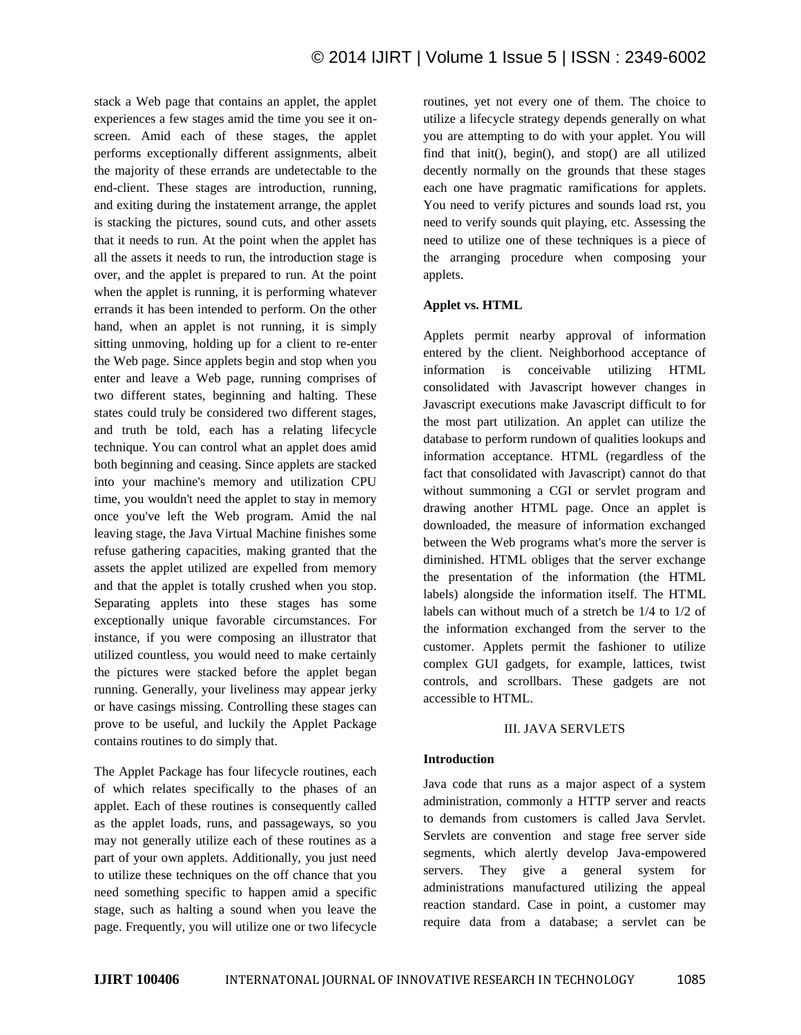stack a Web page that contains an applet, the applet experiences a few stages amid the time you see it on-screen. Amid each of these stages, the applet performs exceptionally different assignments, albeit the majority of these errands are undetectable to the end-client. These stages are introduction, running, and exiting during the instatement arrange, the applet is stacking the pictures, sound cuts, and other assets that it needs to run. At the point when the applet has all the assets it needs to run, the introduction stage is over, and the applet is prepared to run. At the point when the applet is running, it is performing whatever errands it has been intended to perform. On the other hand, when an applet is not running, it is simply sitting unmoving, holding up for a client to re-enter the Web page. Since applets begin and stop when you enter and leave a Web page, running comprises of two different states, beginning and halting. These states could truly be considered two different stages, and truth be told, each has a relating lifecycle technique. You can control what an applet does amid both beginning and ceasing. Since applets are stacked into your machine's memory and utilization CPU time, you wouldn't need the applet to stay in memory once you've left the Web program. Amid the nal leaving stage, the Java Virtual Machine finishes some refuse gathering capacities, making granted that the assets the applet utilized are expelled from memory and that the applet is totally crushed when you stop. Separating applets into these stages has some exceptionally unique favorable circumstances. For instance, if you were composing an illustrator that utilized countless, you would need to make certainly the pictures were stacked before the applet began running. Generally, your liveliness may appear jerky or have casings missing. Controlling these stages can prove to be useful, and luckily the Applet Package contains routines to do simply that.

The Applet Package has four lifecycle routines, each of which relates specifically to the phases of an applet. Each of these routines is consequently called as the applet loads, runs, and passageways, so you may not generally utilize each of these routines as a part of your own applets. Additionally, you just need to utilize these techniques on the off chance that you need something specific to happen amid a specific stage, such as halting a sound when you leave the page. Frequently, you will utilize one or two lifecycle routines, yet not every one of them. The choice to utilize a lifecycle strategy depends generally on what you are attempting to do with your applet. You will find that init(), begin(), and stop() are all utilized decently normally on the grounds that these stages each one have pragmatic ramifications for applets. You need to verify pictures and sounds load rst, you need to verify sounds quit playing, etc. Assessing the need to utilize one of these techniques is a piece of the arranging procedure when composing your applets.

**Applet vs. HTML**

Applets permit nearby approval of information entered by the client. Neighborhood acceptance of information is conceivable utilizing HTML consolidated with Javascript however changes in Javascript executions make Javascript difficult to for the most part utilization. An applet can utilize the database to perform rundown of qualities lookups and information acceptance. HTML (regardless of the fact that consolidated with Javascript) cannot do that without summoning a CGI or servlet program and drawing another HTML page. Once an applet is downloaded, the measure of information exchanged between the Web programs what's more the server is diminished. HTML obliges that the server exchange the presentation of the information (the HTML labels) alongside the information itself. The HTML labels can without much of a stretch be 1/4 to 1/2 of the information exchanged from the server to the customer. Applets permit the fashioner to utilize complex GUI gadgets, for example, lattices, twist controls, and scrollbars. These gadgets are not accessible to HTML.

## III. JAVA SERVLETS

**Introduction**

Java code that runs as a major aspect of a system administration, commonly a HTTP server and reacts to demands from customers is called Java Servlet. Servlets are convention and stage free server side segments, which alertly develop Java-empowered servers. They give a general system for administrations manufactured utilizing the appeal reaction standard. Case in point, a customer may require data from a database; a servlet can be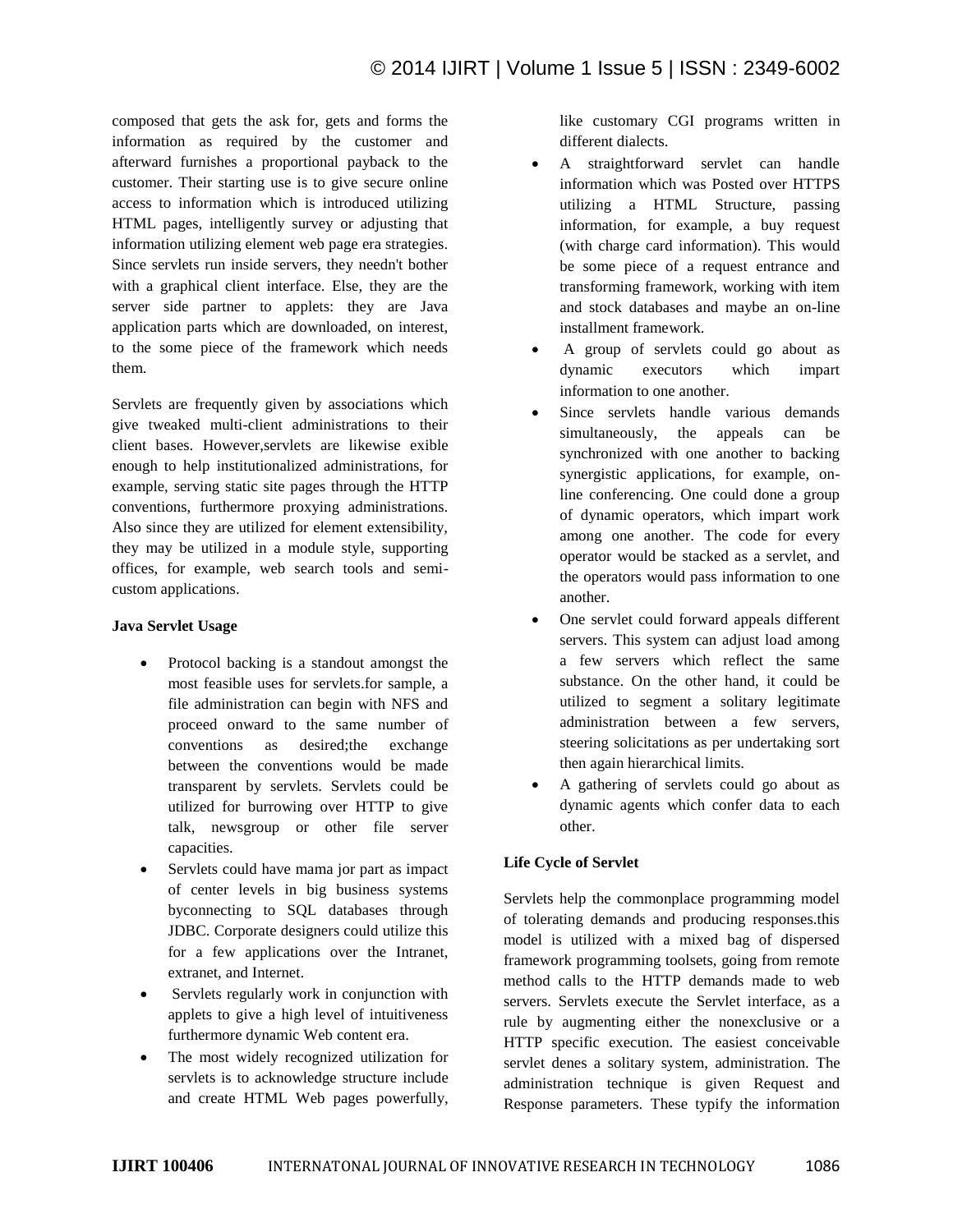composed that gets the ask for, gets and forms the information as required by the customer and afterward furnishes a proportional payback to the customer. Their starting use is to give secure online access to information which is introduced utilizing HTML pages, intelligently survey or adjusting that information utilizing element web page era strategies. Since servlets run inside servers, they needn't bother with a graphical client interface. Else, they are the server side partner to applets: they are Java application parts which are downloaded, on interest, to the some piece of the framework which needs them.

Servlets are frequently given by associations which give tweaked multi-client administrations to their client bases. However,servlets are likewise exible enough to help institutionalized administrations, for example, serving static site pages through the HTTP conventions, furthermore proxying administrations. Also since they are utilized for element extensibility, they may be utilized in a module style, supporting offices, for example, web search tools and semi-custom applications.

**Java Servlet Usage**

- Protocol backing is a standout amongst the most feasible uses for servlets.for sample, a file administration can begin with NFS and proceed onward to the same number of conventions as desired;the exchange between the conventions would be made transparent by servlets. Servlets could be utilized for burrowing over HTTP to give talk, newsgroup or other file server capacities.
- Servlets could have mama jor part as impact of center levels in big business systems byconnecting to SQL databases through JDBC. Corporate designers could utilize this for a few applications over the Intranet, extranet, and Internet.
- Servlets regularly work in conjunction with applets to give a high level of intuitiveness furthermore dynamic Web content era.
- The most widely recognized utilization for servlets is to acknowledge structure include and create HTML Web pages powerfully, like customary CGI programs written in different dialects.
- A straightforward servlet can handle information which was Posted over HTTPS utilizing a HTML Structure, passing information, for example, a buy request (with charge card information). This would be some piece of a request entrance and transforming framework, working with item and stock databases and maybe an on-line installment framework.
- A group of servlets could go about as dynamic executors which impart information to one another.
- Since servlets handle various demands simultaneously, the appeals can be synchronized with one another to backing synergistic applications, for example, on-line conferencing. One could done a group of dynamic operators, which impart work among one another. The code for every operator would be stacked as a servlet, and the operators would pass information to one another.
- One servlet could forward appeals different servers. This system can adjust load among a few servers which reflect the same substance. On the other hand, it could be utilized to segment a solitary legitimate administration between a few servers, steering solicitations as per undertaking sort then again hierarchical limits.
- A gathering of servlets could go about as dynamic agents which confer data to each other.

**Life Cycle of Servlet**

Servlets help the commonplace programming model of tolerating demands and producing responses.this model is utilized with a mixed bag of dispersed framework programming toolsets, going from remote method calls to the HTTP demands made to web servers. Servlets execute the Servlet interface, as a rule by augmenting either the nonexclusive or a HTTP specific execution. The easiest conceivable servlet denes a solitary system, administration. The administration technique is given Request and Response parameters. These typify the information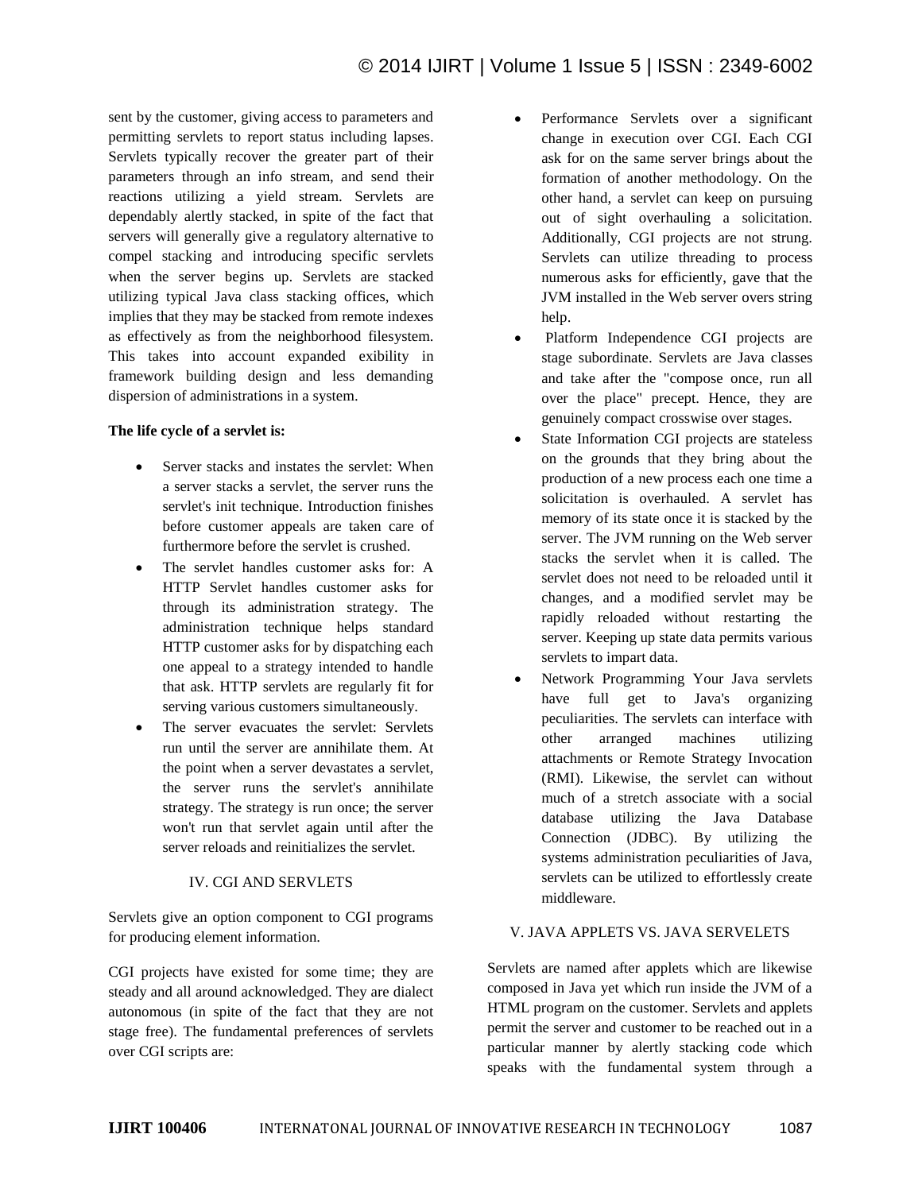sent by the customer, giving access to parameters and permitting servlets to report status including lapses. Servlets typically recover the greater part of their parameters through an info stream, and send their reactions utilizing a yield stream. Servlets are dependably alertly stacked, in spite of the fact that servers will generally give a regulatory alternative to compel stacking and introducing specific servlets when the server begins up. Servlets are stacked utilizing typical Java class stacking offices, which implies that they may be stacked from remote indexes as effectively as from the neighborhood filesystem. This takes into account expanded exibility in framework building design and less demanding dispersion of administrations in a system.

**The life cycle of a servlet is:**

- Server stacks and instates the servlet: When a server stacks a servlet, the server runs the servlet's init technique. Introduction finishes before customer appeals are taken care of furthermore before the servlet is crushed.
- The servlet handles customer asks for: A HTTP Servlet handles customer asks for through its administration strategy. The administration technique helps standard HTTP customer asks for by dispatching each one appeal to a strategy intended to handle that ask. HTTP servlets are regularly fit for serving various customers simultaneously.
- The server evacuates the servlet: Servlets run until the server are annihilate them. At the point when a server devastates a servlet, the server runs the servlet's annihilate strategy. The strategy is run once; the server won't run that servlet again until after the server reloads and reinitializes the servlet.

## IV. CGI AND SERVLETS

Servlets give an option component to CGI programs for producing element information.

CGI projects have existed for some time; they are steady and all around acknowledged. They are dialect autonomous (in spite of the fact that they are not stage free). The fundamental preferences of servlets over CGI scripts are:

- Performance Servlets over a significant change in execution over CGI. Each CGI ask for on the same server brings about the formation of another methodology. On the other hand, a servlet can keep on pursuing out of sight overhauling a solicitation. Additionally, CGI projects are not strung. Servlets can utilize threading to process numerous asks for efficiently, gave that the JVM installed in the Web server overs string help.
- Platform Independence CGI projects are stage subordinate. Servlets are Java classes and take after the "compose once, run all over the place" precept. Hence, they are genuinely compact crosswise over stages.
- State Information CGI projects are stateless on the grounds that they bring about the production of a new process each one time a solicitation is overhauled. A servlet has memory of its state once it is stacked by the server. The JVM running on the Web server stacks the servlet when it is called. The servlet does not need to be reloaded until it changes, and a modified servlet may be rapidly reloaded without restarting the server. Keeping up state data permits various servlets to impart data.
- Network Programming Your Java servlets have full get to Java's organizing peculiarities. The servlets can interface with other arranged machines utilizing attachments or Remote Strategy Invocation (RMI). Likewise, the servlet can without much of a stretch associate with a social database utilizing the Java Database Connection (JDBC). By utilizing the systems administration peculiarities of Java, servlets can be utilized to effortlessly create middleware.

## V. JAVA APPLETS VS. JAVA SERVELETS

Servlets are named after applets which are likewise composed in Java yet which run inside the JVM of a HTML program on the customer. Servlets and applets permit the server and customer to be reached out in a particular manner by alertly stacking code which speaks with the fundamental system through a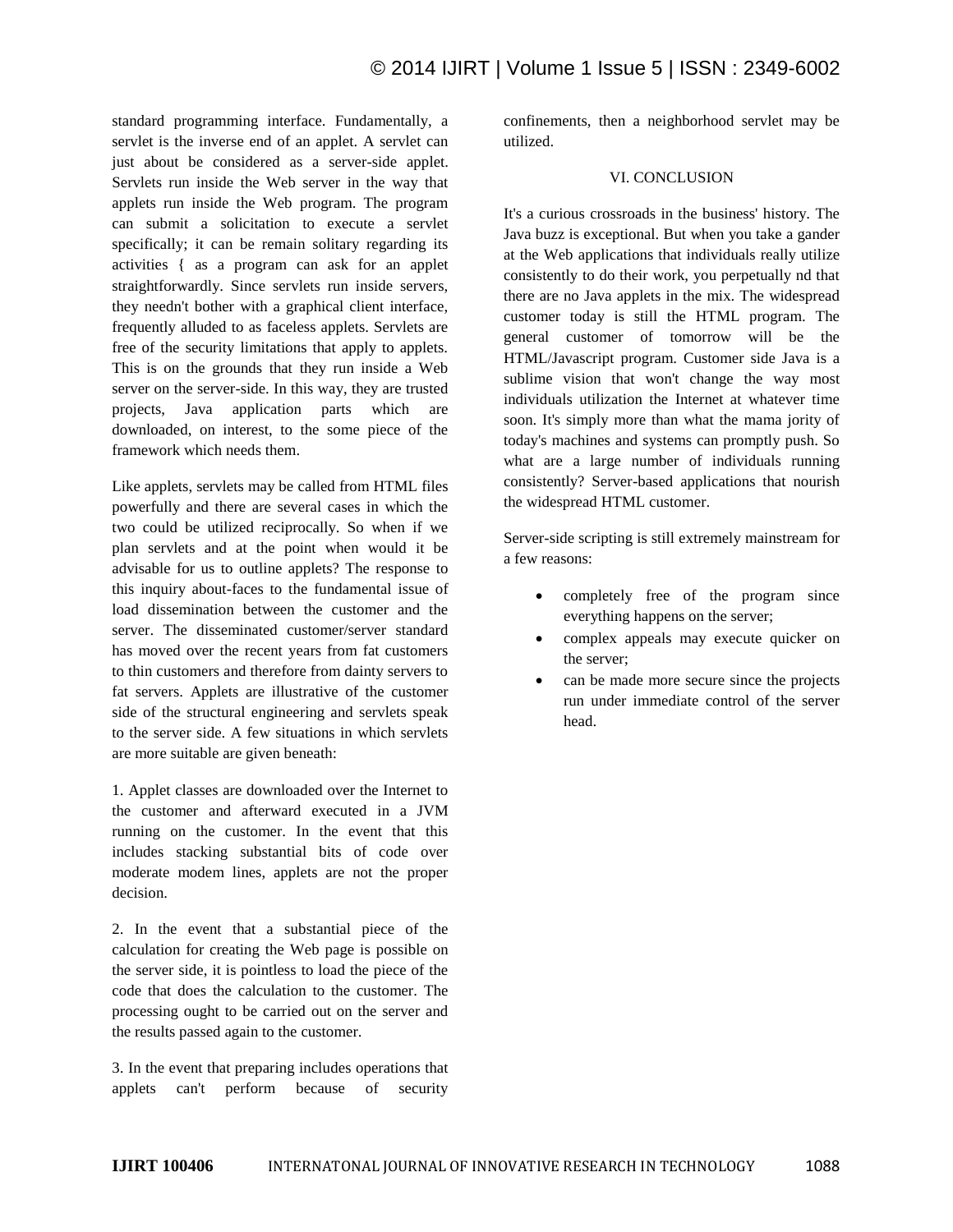standard programming interface. Fundamentally, a servlet is the inverse end of an applet. A servlet can just about be considered as a server-side applet. Servlets run inside the Web server in the way that applets run inside the Web program. The program can submit a solicitation to execute a servlet specifically; it can be remain solitary regarding its activities { as a program can ask for an applet straightforwardly. Since servlets run inside servers, they needn't bother with a graphical client interface, frequently alluded to as faceless applets. Servlets are free of the security limitations that apply to applets. This is on the grounds that they run inside a Web server on the server-side. In this way, they are trusted projects, Java application parts which are downloaded, on interest, to the some piece of the framework which needs them.

Like applets, servlets may be called from HTML files powerfully and there are several cases in which the two could be utilized reciprocally. So when if we plan servlets and at the point when would it be advisable for us to outline applets? The response to this inquiry about-faces to the fundamental issue of load dissemination between the customer and the server. The disseminated customer/server standard has moved over the recent years from fat customers to thin customers and therefore from dainty servers to fat servers. Applets are illustrative of the customer side of the structural engineering and servlets speak to the server side. A few situations in which servlets are more suitable are given beneath:

1. Applet classes are downloaded over the Internet to the customer and afterward executed in a JVM running on the customer. In the event that this includes stacking substantial bits of code over moderate modem lines, applets are not the proper decision.

2. In the event that a substantial piece of the calculation for creating the Web page is possible on the server side, it is pointless to load the piece of the code that does the calculation to the customer. The processing ought to be carried out on the server and the results passed again to the customer.

3. In the event that preparing includes operations that applets can't perform because of security confinements, then a neighborhood servlet may be utilized.

## VI. CONCLUSION

It's a curious crossroads in the business' history. The Java buzz is exceptional. But when you take a gander at the Web applications that individuals really utilize consistently to do their work, you perpetually nd that there are no Java applets in the mix. The widespread customer today is still the HTML program. The general customer of tomorrow will be the HTML/Javascript program. Customer side Java is a sublime vision that won't change the way most individuals utilization the Internet at whatever time soon. It's simply more than what the mama jority of today's machines and systems can promptly push. So what are a large number of individuals running consistently? Server-based applications that nourish the widespread HTML customer.

Server-side scripting is still extremely mainstream for a few reasons:

- completely free of the program since everything happens on the server;
- complex appeals may execute quicker on the server;
- can be made more secure since the projects run under immediate control of the server head.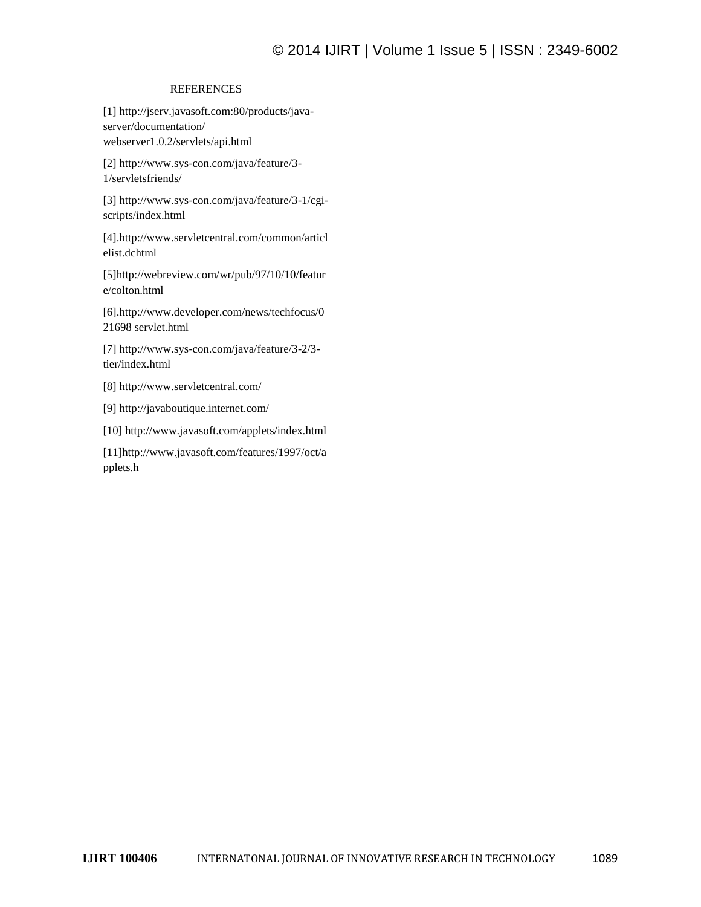## REFERENCES

[1] http://jserv.javasoft.com:80/products/java-server/documentation/ webserver1.0.2/servlets/api.html

[2] http://www.sys-con.com/java/feature/3-1/servletsfriends/

[3] http://www.sys-con.com/java/feature/3-1/cgi-scripts/index.html

[4].http://www.servletcentral.com/common/articlelist.dchtml

[5]http://webreview.com/wr/pub/97/10/10/feature/colton.html

[6].http://www.developer.com/news/techfocus/021698 servlet.html

[7] http://www.sys-con.com/java/feature/3-2/3-tier/index.html

[8] http://www.servletcentral.com/

[9] http://javaboutique.internet.com/

[10] http://www.javasoft.com/applets/index.html

[11]http://www.javasoft.com/features/1997/oct/applets.h